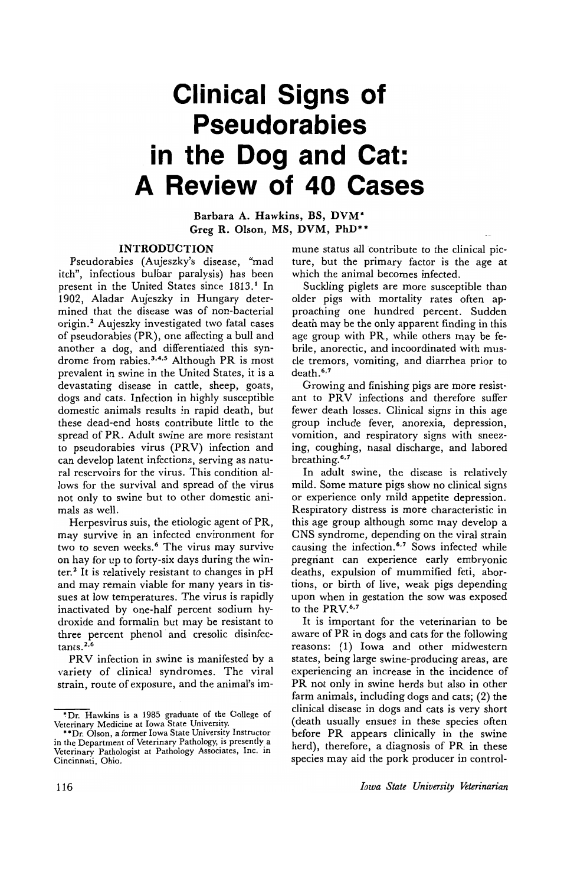# Clinical Signs of Pseudorabies in the Dog and Cat: A Review of 40 Cases

Barbara A. Hawkins, BS, DVM*
Greg R. Olson, MS, DVM, PhD**

## INTRODUCTION

Pseudorabies (Aujeszky's disease, "mad itch", infectious bulbar paralysis) has been present in the United States since 1813.[1] In 1902, Aladar Aujeszky in Hungary determined that the disease was of non-bacterial origin.[2] Aujeszky investigated two fatal cases of pseudorabies (PR), one affecting a bull and another a dog, and differentiated this syndrome from rabies.[3,4,5] Although PR is most prevalent in swine in the United States, it is a devastating disease in cattle, sheep, goats, dogs and cats. Infection in highly susceptible domestic animals results in rapid death, but these dead-end hosts contribute little to the spread of PR. Adult swine are more resistant to pseudorabies virus (PRV) infection and can develop latent infections, serving as natural reservoirs for the virus. This condition allows for the survival and spread of the virus not only to swine but to other domestic animals as well.

Herpesvirus suis, the etiologic agent of PR, may survive in an infected environment for two to seven weeks.[6] The virus may survive on hay for up to forty-six days during the winter.[2] It is relatively resistant to changes in pH and may remain viable for many years in tissues at low temperatures. The virus is rapidly inactivated by one-half percent sodium hydroxide and formalin but may be resistant to three percent phenol and cresolic disinfectants.[2,6]

PRV infection in swine is manifested by a variety of clinical syndromes. The viral strain, route of exposure, and the animal's immune status all contribute to the clinical picture, but the primary factor is the age at which the animal becomes infected.

Suckling piglets are more susceptible than older pigs with mortality rates often approaching one hundred percent. Sudden death may be the only apparent finding in this age group with PR, while others may be febrile, anorectic, and incoordinated with muscle tremors, vomiting, and diarrhea prior to death.[6,7]

Growing and finishing pigs are more resistant to PRV infections and therefore suffer fewer death losses. Clinical signs in this age group include fever, anorexia, depression, vomition, and respiratory signs with sneezing, coughing, nasal discharge, and labored breathing.[6,7]

In adult swine, the disease is relatively mild. Some mature pigs show no clinical signs or experience only mild appetite depression. Respiratory distress is more characteristic in this age group although some may develop a CNS syndrome, depending on the viral strain causing the infection.[6,7] Sows infected while pregnant can experience early embryonic deaths, expulsion of mummified feti, abortions, or birth of live, weak pigs depending upon when in gestation the sow was exposed to the PRV.[6,7]

It is important for the veterinarian to be aware of PR in dogs and cats for the following reasons: (1) Iowa and other midwestern states, being large swine-producing areas, are experiencing an increase in the incidence of PR not only in swine herds but also in other farm animals, including dogs and cats; (2) the clinical disease in dogs and cats is very short (death usually ensues in these species often before PR appears clinically in the swine herd), therefore, a diagnosis of PR in these species may aid the pork producer in control-

---

*Dr. Hawkins is a 1985 graduate of the College of Veterinary Medicine at Iowa State University.

**Dr. Olson, a former Iowa State University Instructor in the Department of Veterinary Pathology, is presently a Veterinary Pathologist at Pathology Associates, Inc. in Cincinnati, Ohio.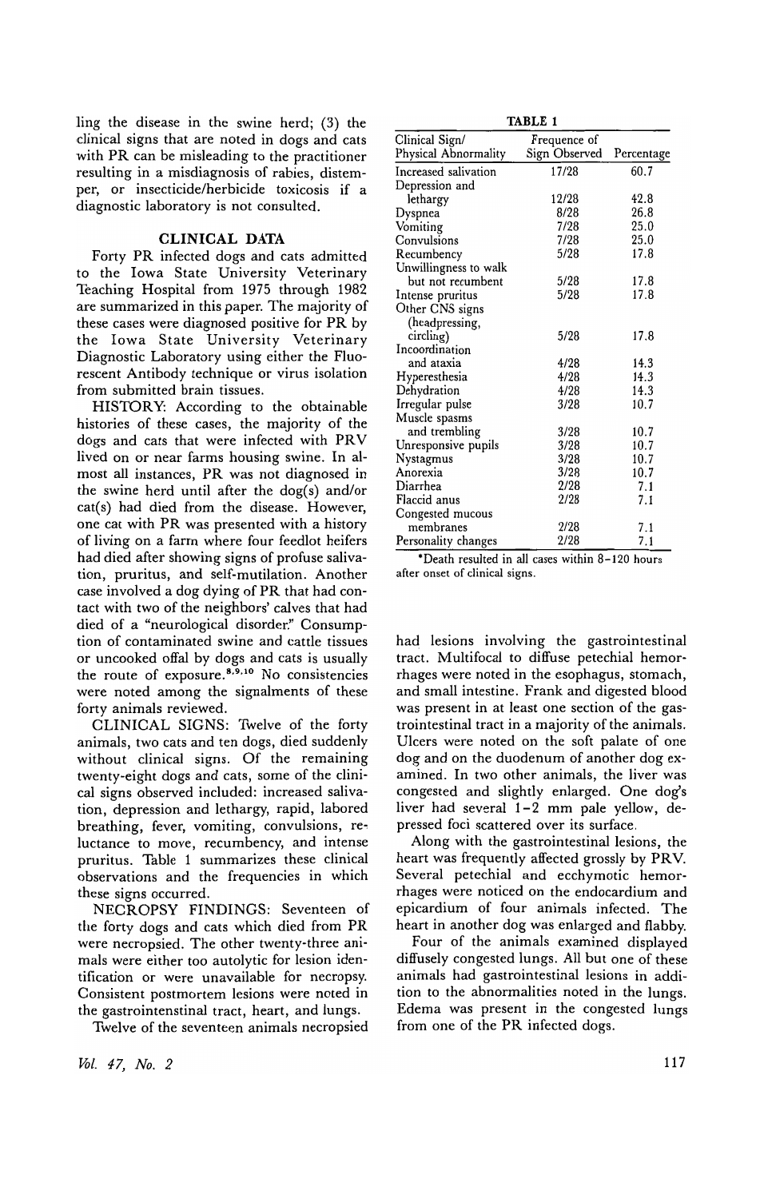ling the disease in the swine herd; (3) the clinical signs that are noted in dogs and cats with PR can be misleading to the practitioner resulting in a misdiagnosis of rabies, distemper, or insecticide/herbicide toxicosis if a diagnostic laboratory is not consulted.

## CLINICAL DATA

Forty PR infected dogs and cats admitted to the Iowa State University Veterinary Teaching Hospital from 1975 through 1982 are summarized in this paper. The majority of these cases were diagnosed positive for PR by the Iowa State University Veterinary Diagnostic Laboratory using either the Fluorescent Antibody technique or virus isolation from submitted brain tissues.

HISTORY: According to the obtainable histories of these cases, the majority of the dogs and cats that were infected with PRV lived on or near farms housing swine. In almost all instances, PR was not diagnosed in the swine herd until after the dog(s) and/or cat(s) had died from the disease. However, one cat with PR was presented with a history of living on a farm where four feedlot heifers had died after showing signs of profuse salivation, pruritus, and self-mutilation. Another case involved a dog dying of PR that had contact with two of the neighbors' calves that had died of a "neurological disorder." Consumption of contaminated swine and cattle tissues or uncooked offal by dogs and cats is usually the route of exposure.[8,9,10] No consistencies were noted among the signalments of these forty animals reviewed.

CLINICAL SIGNS: Twelve of the forty animals, two cats and ten dogs, died suddenly without clinical signs. Of the remaining twenty-eight dogs and cats, some of the clinical signs observed included: increased salivation, depression and lethargy, rapid, labored breathing, fever, vomiting, convulsions, reluctance to move, recumbency, and intense pruritus. Table 1 summarizes these clinical observations and the frequencies in which these signs occurred.

**TABLE 1**

| Clinical Sign/ Physical Abnormality | Frequence of Sign Observed | Percentage |
|---|---|---|
| Increased salivation | 17/28 | 60.7 |
| Depression and lethargy | 12/28 | 42.8 |
| Dyspnea | 8/28 | 26.8 |
| Vomiting | 7/28 | 25.0 |
| Convulsions | 7/28 | 25.0 |
| Recumbency | 5/28 | 17.8 |
| Unwillingness to walk but not recumbent | 5/28 | 17.8 |
| Intense pruritus | 5/28 | 17.8 |
| Other CNS signs (headpressing, circling) | 5/28 | 17.8 |
| Incoordination and ataxia | 4/28 | 14.3 |
| Hyperesthesia | 4/28 | 14.3 |
| Dehydration | 4/28 | 14.3 |
| Irregular pulse | 3/28 | 10.7 |
| Muscle spasms and trembling | 3/28 | 10.7 |
| Unresponsive pupils | 3/28 | 10.7 |
| Nystagmus | 3/28 | 10.7 |
| Anorexia | 3/28 | 10.7 |
| Diarrhea | 2/28 | 7.1 |
| Flaccid anus | 2/28 | 7.1 |
| Congested mucous membranes | 2/28 | 7.1 |
| Personality changes | 2/28 | 7.1 |

*Death resulted in all cases within 8–120 hours after onset of clinical signs.

NECROPSY FINDINGS: Seventeen of the forty dogs and cats which died from PR were necropsied. The other twenty-three animals were either too autolytic for lesion identification or were unavailable for necropsy. Consistent postmortem lesions were noted in the gastrointenstinal tract, heart, and lungs.

Twelve of the seventeen animals necropsied had lesions involving the gastrointestinal tract. Multifocal to diffuse petechial hemorrhages were noted in the esophagus, stomach, and small intestine. Frank and digested blood was present in at least one section of the gastrointestinal tract in a majority of the animals. Ulcers were noted on the soft palate of one dog and on the duodenum of another dog examined. In two other animals, the liver was congested and slightly enlarged. One dog's liver had several 1–2 mm pale yellow, depressed foci scattered over its surface.

Along with the gastrointestinal lesions, the heart was frequently affected grossly by PRV. Several petechial and ecchymotic hemorrhages were noticed on the endocardium and epicardium of four animals infected. The heart in another dog was enlarged and flabby.

Four of the animals examined displayed diffusely congested lungs. All but one of these animals had gastrointestinal lesions in addition to the abnormalities noted in the lungs. Edema was present in the congested lungs from one of the PR infected dogs.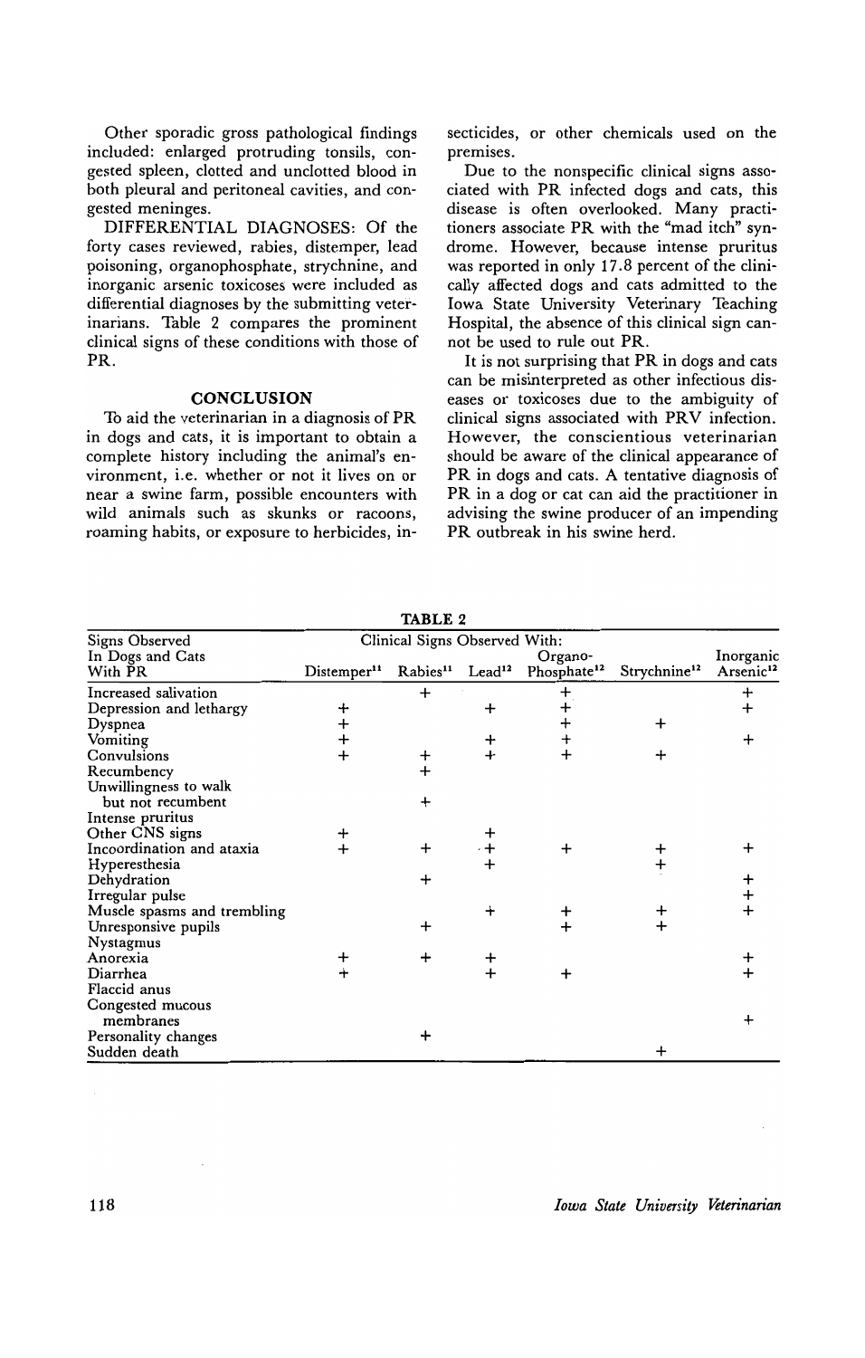Other sporadic gross pathological findings included: enlarged protruding tonsils, congested spleen, clotted and unclotted blood in both pleural and peritoneal cavities, and congested meninges.

DIFFERENTIAL DIAGNOSES: Of the forty cases reviewed, rabies, distemper, lead poisoning, organophosphate, strychnine, and inorganic arsenic toxicoses were included as differential diagnoses by the submitting veterinarians. Table 2 compares the prominent clinical signs of these conditions with those of PR.

## CONCLUSION

To aid the veterinarian in a diagnosis of PR in dogs and cats, it is important to obtain a complete history including the animal's environment, i.e. whether or not it lives on or near a swine farm, possible encounters with wild animals such as skunks or racoons, roaming habits, or exposure to herbicides, insecticides, or other chemicals used on the premises.

Due to the nonspecific clinical signs associated with PR infected dogs and cats, this disease is often overlooked. Many practitioners associate PR with the "mad itch" syndrome. However, because intense pruritus was reported in only 17.8 percent of the clinically affected dogs and cats admitted to the Iowa State University Veterinary Teaching Hospital, the absence of this clinical sign cannot be used to rule out PR.

It is not surprising that PR in dogs and cats can be misinterpreted as other infectious diseases or toxicoses due to the ambiguity of clinical signs associated with PRV infection. However, the conscientious veterinarian should be aware of the clinical appearance of PR in dogs and cats. A tentative diagnosis of PR in a dog or cat can aid the practitioner in advising the swine producer of an impending PR outbreak in his swine herd.

**TABLE 2**

| Signs Observed In Dogs and Cats With PR | Clinical Signs Observed With: | | | | | |
|---|---|---|---|---|---|---|
| | Distemper[11] | Rabies[11] | Lead[12] | Organo-Phosphate[12] | Strychnine[12] | Inorganic Arsenic[12] |
| Increased salivation | | + | | + | | + |
| Depression and lethargy | + | | + | + | | + |
| Dyspnea | + | | | + | + | |
| Vomiting | + | | + | + | | + |
| Convulsions | + | + | + | + | + | |
| Recumbency | | + | | | | |
| Unwillingness to walk but not recumbent | | + | | | | |
| Intense pruritus | | | | | | |
| Other CNS signs | + | | + | | | |
| Incoordination and ataxia | + | + | + | + | + | + |
| Hyperesthesia | | | + | | + | |
| Dehydration | | + | | | | + |
| Irregular pulse | | | | | | + |
| Muscle spasms and trembling | | | + | + | + | + |
| Unresponsive pupils | | + | | + | + | |
| Nystagmus | | | | | | |
| Anorexia | + | + | + | | | + |
| Diarrhea | + | | + | + | | + |
| Flaccid anus | | | | | | |
| Congested mucous membranes | | | | | | + |
| Personality changes | | + | | | | |
| Sudden death | | | | | + | |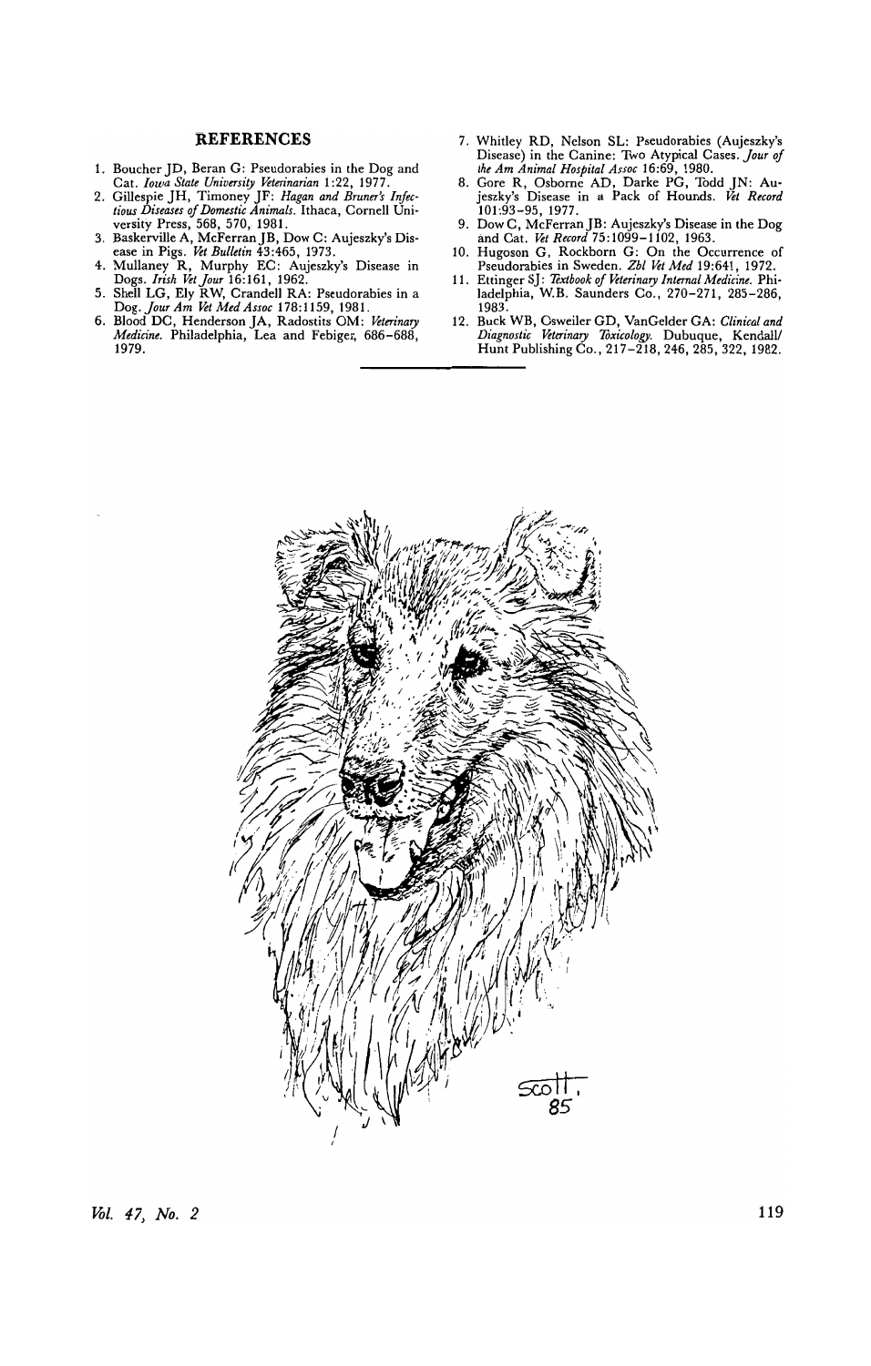## REFERENCES

1. Boucher JD, Beran G: Pseudorabies in the Dog and Cat. *Iowa State University Veterinarian* 1:22, 1977.
2. Gillespie JH, Timoney JF: *Hagan and Bruner's Infectious Diseases of Domestic Animals.* Ithaca, Cornell University Press, 568, 570, 1981.
3. Baskerville A, McFerran JB, Dow C: Aujeszky's Disease in Pigs. *Vet Bulletin* 43:465, 1973.
4. Mullaney R, Murphy EC: Aujeszky's Disease in Dogs. *Irish Vet Jour* 16:161, 1962.
5. Shell LG, Ely RW, Crandell RA: Pseudorabies in a Dog. *Jour Am Vet Med Assoc* 178:1159, 1981.
6. Blood DC, Henderson JA, Radostits OM: *Veterinary Medicine.* Philadelphia, Lea and Febiger, 686–688, 1979.
7. Whitley RD, Nelson SL: Pseudorabies (Aujeszky's Disease) in the Canine: Two Atypical Cases. *Jour of the Am Animal Hospital Assoc* 16:69, 1980.
8. Gore R, Osborne AD, Darke PG, Todd JN: Aujeszky's Disease in a Pack of Hounds. *Vet Record* 101:93–95, 1977.
9. Dow C, McFerran JB: Aujeszky's Disease in the Dog and Cat. *Vet Record* 75:1099–1102, 1963.
10. Hugoson G, Rockborn G: On the Occurrence of Pseudorabies in Sweden. *Zbl Vet Med* 19:641, 1972.
11. Ettinger SJ: *Textbook of Veterinary Internal Medicine.* Philadelphia, W.B. Saunders Co., 270–271, 285–286, 1983.
12. Buck WB, Osweiler GD, VanGelder GA: *Clinical and Diagnostic Veterinary Toxicology.* Dubuque, Kendall/Hunt Publishing Co., 217–218, 246, 285, 322, 1982.